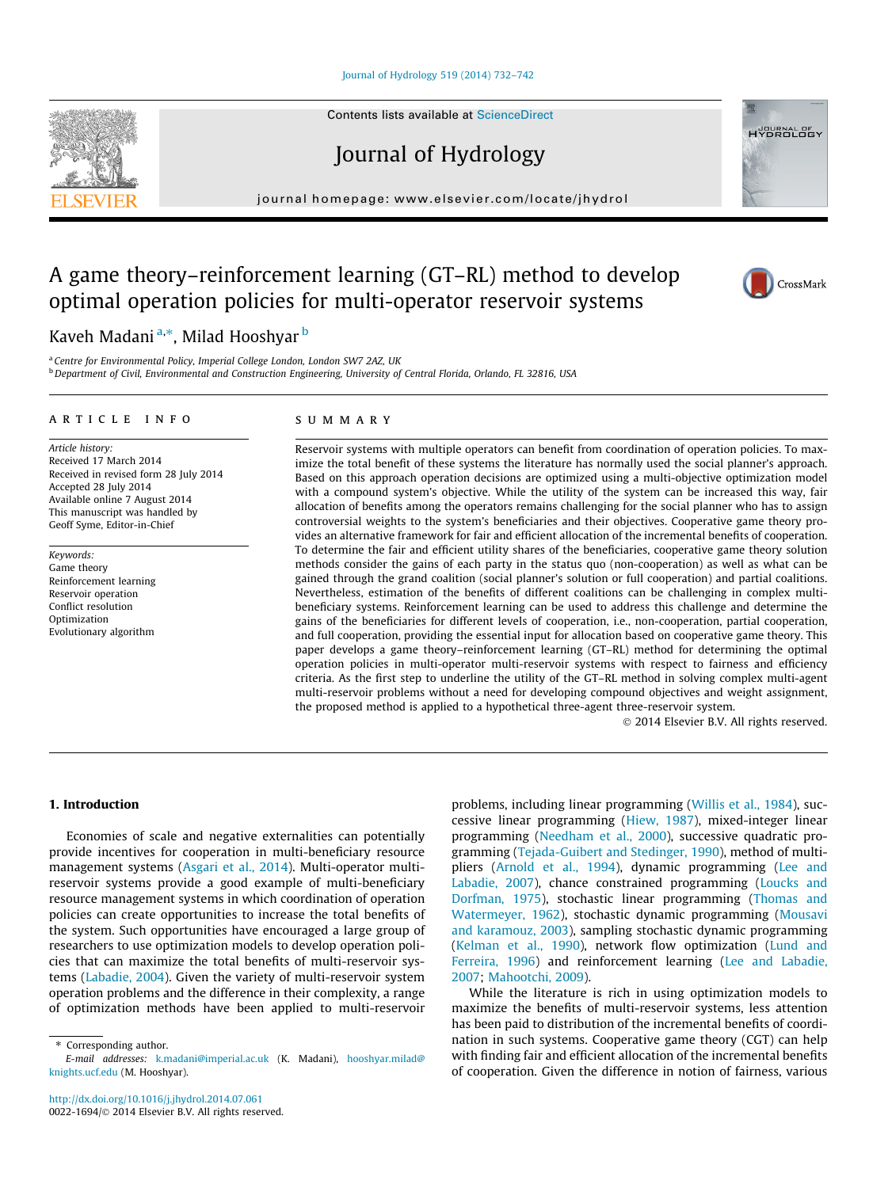# A game theory–reinforcement learning (GT–RL) method to develop optimal operation policies for multi-operator reservoir systems

Kaveh Madani [a,*], Milad Hooshyar [b]

[a] Centre for Environmental Policy, Imperial College London, London SW7 2AZ, UK

[b] Department of Civil, Environmental and Construction Engineering, University of Central Florida, Orlando, FL 32816, USA

**ARTICLE INFO**

*Article history:*
Received 17 March 2014
Received in revised form 28 July 2014
Accepted 28 July 2014
Available online 7 August 2014
This manuscript was handled by Geoff Syme, Editor-in-Chief

*Keywords:*
Game theory
Reinforcement learning
Reservoir operation
Conflict resolution
Optimization
Evolutionary algorithm

**SUMMARY**

Reservoir systems with multiple operators can benefit from coordination of operation policies. To maximize the total benefit of these systems the literature has normally used the social planner's approach. Based on this approach operation decisions are optimized using a multi-objective optimization model with a compound system's objective. While the utility of the system can be increased this way, fair allocation of benefits among the operators remains challenging for the social planner who has to assign controversial weights to the system's beneficiaries and their objectives. Cooperative game theory provides an alternative framework for fair and efficient allocation of the incremental benefits of cooperation. To determine the fair and efficient utility shares of the beneficiaries, cooperative game theory solution methods consider the gains of each party in the status quo (non-cooperation) as well as what can be gained through the grand coalition (social planner's solution or full cooperation) and partial coalitions. Nevertheless, estimation of the benefits of different coalitions can be challenging in complex multi-beneficiary systems. Reinforcement learning can be used to address this challenge and determine the gains of the beneficiaries for different levels of cooperation, i.e., non-cooperation, partial cooperation, and full cooperation, providing the essential input for allocation based on cooperative game theory. This paper develops a game theory–reinforcement learning (GT–RL) method for determining the optimal operation policies in multi-operator multi-reservoir systems with respect to fairness and efficiency criteria. As the first step to underline the utility of the GT–RL method in solving complex multi-agent multi-reservoir problems without a need for developing compound objectives and weight assignment, the proposed method is applied to a hypothetical three-agent three-reservoir system.

© 2014 Elsevier B.V. All rights reserved.

## 1. Introduction

Economies of scale and negative externalities can potentially provide incentives for cooperation in multi-beneficiary resource management systems (Asgari et al., 2014). Multi-operator multi-reservoir systems provide a good example of multi-beneficiary resource management systems in which coordination of operation policies can create opportunities to increase the total benefits of the system. Such opportunities have encouraged a large group of researchers to use optimization models to develop operation policies that can maximize the total benefits of multi-reservoir systems (Labadie, 2004). Given the variety of multi-reservoir system operation problems and the difference in their complexity, a range of optimization methods have been applied to multi-reservoir problems, including linear programming (Willis et al., 1984), successive linear programming (Hiew, 1987), mixed-integer linear programming (Needham et al., 2000), successive quadratic programming (Tejada-Guibert and Stedinger, 1990), method of multipliers (Arnold et al., 1994), dynamic programming (Lee and Labadie, 2007), chance constrained programming (Loucks and Dorfman, 1975), stochastic linear programming (Thomas and Watermeyer, 1962), stochastic dynamic programming (Mousavi and karamouz, 2003), sampling stochastic dynamic programming (Kelman et al., 1990), network flow optimization (Lund and Ferreira, 1996) and reinforcement learning (Lee and Labadie, 2007; Mahootchi, 2009).

While the literature is rich in using optimization models to maximize the benefits of multi-reservoir systems, less attention has been paid to distribution of the incremental benefits of coordination in such systems. Cooperative game theory (CGT) can help with finding fair and efficient allocation of the incremental benefits of cooperation. Given the difference in notion of fairness, various

* Corresponding author.
E-mail addresses: k.madani@imperial.ac.uk (K. Madani), hooshyar.milad@knights.ucf.edu (M. Hooshyar).

http://dx.doi.org/10.1016/j.jhydrol.2014.07.061
0022-1694/© 2014 Elsevier B.V. All rights reserved.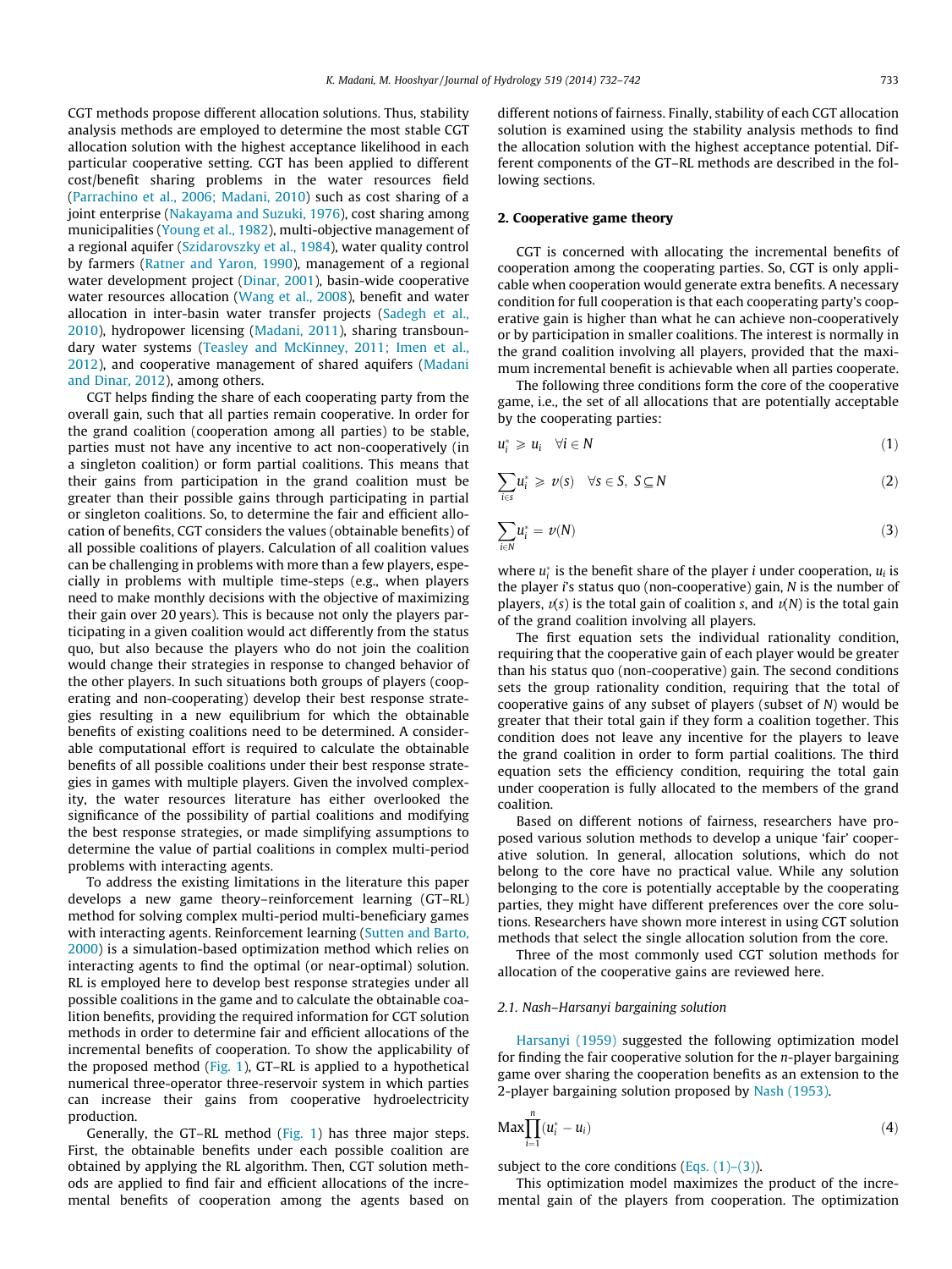CGT methods propose different allocation solutions. Thus, stability analysis methods are employed to determine the most stable CGT allocation solution with the highest acceptance likelihood in each particular cooperative setting. CGT has been applied to different cost/benefit sharing problems in the water resources field (Parrachino et al., 2006; Madani, 2010) such as cost sharing of a joint enterprise (Nakayama and Suzuki, 1976), cost sharing among municipalities (Young et al., 1982), multi-objective management of a regional aquifer (Szidarovszky et al., 1984), water quality control by farmers (Ratner and Yaron, 1990), management of a regional water development project (Dinar, 2001), basin-wide cooperative water resources allocation (Wang et al., 2008), benefit and water allocation in inter-basin water transfer projects (Sadegh et al., 2010), hydropower licensing (Madani, 2011), sharing transboundary water systems (Teasley and McKinney, 2011; Imen et al., 2012), and cooperative management of shared aquifers (Madani and Dinar, 2012), among others.

CGT helps finding the share of each cooperating party from the overall gain, such that all parties remain cooperative. In order for the grand coalition (cooperation among all parties) to be stable, parties must not have any incentive to act non-cooperatively (in a singleton coalition) or form partial coalitions. This means that their gains from participation in the grand coalition must be greater than their possible gains through participating in partial or singleton coalitions. So, to determine the fair and efficient allocation of benefits, CGT considers the values (obtainable benefits) of all possible coalitions of players. Calculation of all coalition values can be challenging in problems with more than a few players, especially in problems with multiple time-steps (e.g., when players need to make monthly decisions with the objective of maximizing their gain over 20 years). This is because not only the players participating in a given coalition would act differently from the status quo, but also because the players who do not join the coalition would change their strategies in response to changed behavior of the other players. In such situations both groups of players (cooperating and non-cooperating) develop their best response strategies resulting in a new equilibrium for which the obtainable benefits of existing coalitions need to be determined. A considerable computational effort is required to calculate the obtainable benefits of all possible coalitions under their best response strategies in games with multiple players. Given the involved complexity, the water resources literature has either overlooked the significance of the possibility of partial coalitions and modifying the best response strategies, or made simplifying assumptions to determine the value of partial coalitions in complex multi-period problems with interacting agents.

To address the existing limitations in the literature this paper develops a new game theory–reinforcement learning (GT–RL) method for solving complex multi-period multi-beneficiary games with interacting agents. Reinforcement learning (Sutten and Barto, 2000) is a simulation-based optimization method which relies on interacting agents to find the optimal (or near-optimal) solution. RL is employed here to develop best response strategies under all possible coalitions in the game and to calculate the obtainable coalition benefits, providing the required information for CGT solution methods in order to determine fair and efficient allocations of the incremental benefits of cooperation. To show the applicability of the proposed method (Fig. 1), GT–RL is applied to a hypothetical numerical three-operator three-reservoir system in which parties can increase their gains from cooperative hydroelectricity production.

Generally, the GT–RL method (Fig. 1) has three major steps. First, the obtainable benefits under each possible coalition are obtained by applying the RL algorithm. Then, CGT solution methods are applied to find fair and efficient allocations of the incremental benefits of cooperation among the agents based on different notions of fairness. Finally, stability of each CGT allocation solution is examined using the stability analysis methods to find the allocation solution with the highest acceptance potential. Different components of the GT–RL methods are described in the following sections.

## 2. Cooperative game theory

CGT is concerned with allocating the incremental benefits of cooperation among the cooperating parties. So, CGT is only applicable when cooperation would generate extra benefits. A necessary condition for full cooperation is that each cooperating party's cooperative gain is higher than what he can achieve non-cooperatively or by participation in smaller coalitions. The interest is normally in the grand coalition involving all players, provided that the maximum incremental benefit is achievable when all parties cooperate.

The following three conditions form the core of the cooperative game, i.e., the set of all allocations that are potentially acceptable by the cooperating parties:

$$u_i^* \geqslant u_i \quad \forall i \in N \tag{1}$$

$$\sum_{i \in s} u_i^* \geqslant v(s) \quad \forall s \in S,\ S \subseteq N \tag{2}$$

$$\sum_{i \in N} u_i^* = v(N) \tag{3}$$

where $u_i^*$ is the benefit share of the player $i$ under cooperation, $u_i$ is the player $i$'s status quo (non-cooperative) gain, $N$ is the number of players, $v(s)$ is the total gain of coalition $s$, and $v(N)$ is the total gain of the grand coalition involving all players.

The first equation sets the individual rationality condition, requiring that the cooperative gain of each player would be greater than his status quo (non-cooperative) gain. The second conditions sets the group rationality condition, requiring that the total of cooperative gains of any subset of players (subset of $N$) would be greater that their total gain if they form a coalition together. This condition does not leave any incentive for the players to leave the grand coalition in order to form partial coalitions. The third equation sets the efficiency condition, requiring the total gain under cooperation is fully allocated to the members of the grand coalition.

Based on different notions of fairness, researchers have proposed various solution methods to develop a unique 'fair' cooperative solution. In general, allocation solutions, which do not belong to the core have no practical value. While any solution belonging to the core is potentially acceptable by the cooperating parties, they might have different preferences over the core solutions. Researchers have shown more interest in using CGT solution methods that select the single allocation solution from the core.

Three of the most commonly used CGT solution methods for allocation of the cooperative gains are reviewed here.

### 2.1. Nash–Harsanyi bargaining solution

Harsanyi (1959) suggested the following optimization model for finding the fair cooperative solution for the $n$-player bargaining game over sharing the cooperation benefits as an extension to the 2-player bargaining solution proposed by Nash (1953).

$$\text{Max} \prod_{i=1}^{n} (u_i^* - u_i) \tag{4}$$

subject to the core conditions (Eqs. (1)–(3)).

This optimization model maximizes the product of the incremental gain of the players from cooperation. The optimization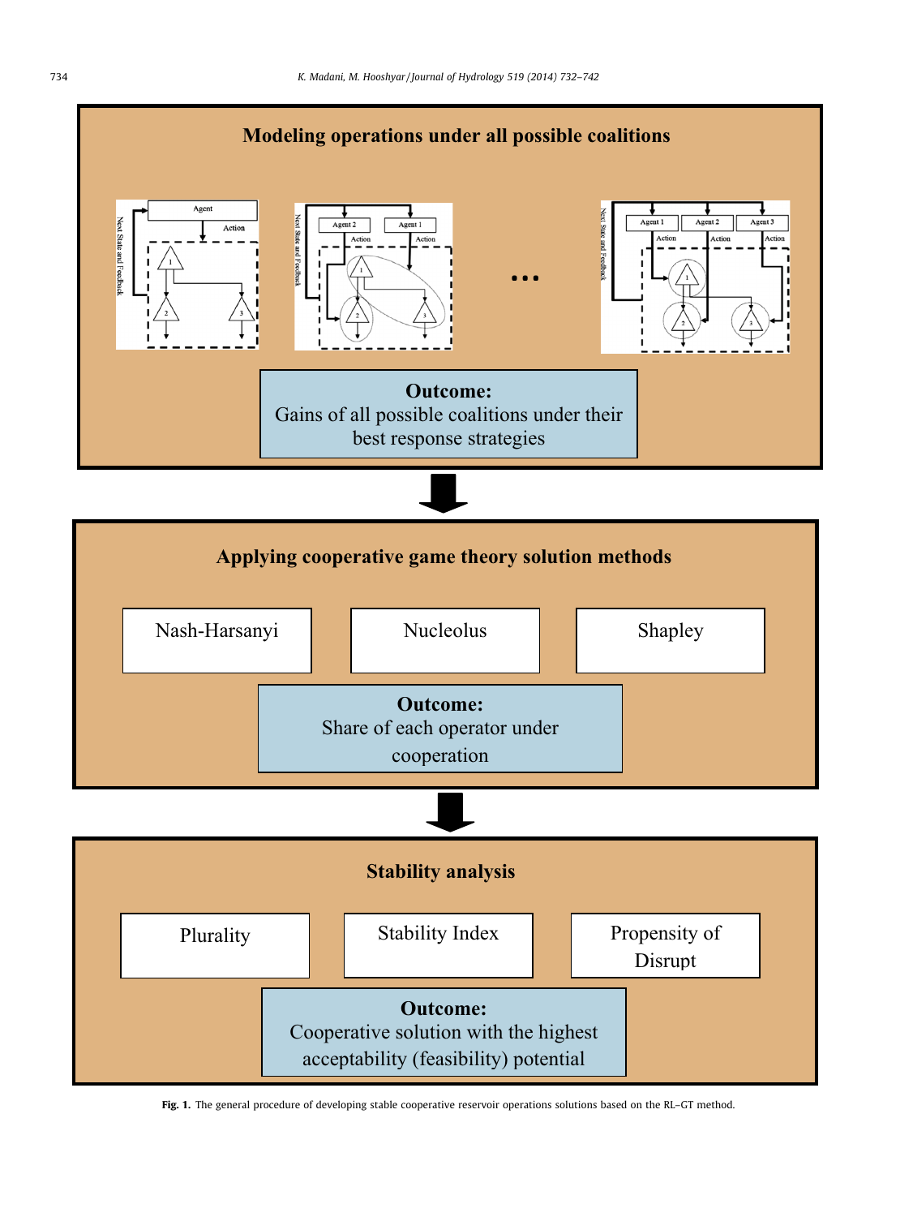**Modeling operations under all possible coalitions**

**Outcome:**
Gains of all possible coalitions under their best response strategies

**Applying cooperative game theory solution methods**

Nash-Harsanyi

Nucleolus

Shapley

**Outcome:**
Share of each operator under cooperation

**Stability analysis**

Plurality

Stability Index

Propensity of Disrupt

**Outcome:**
Cooperative solution with the highest acceptability (feasibility) potential

**Fig. 1.** The general procedure of developing stable cooperative reservoir operations solutions based on the RL–GT method.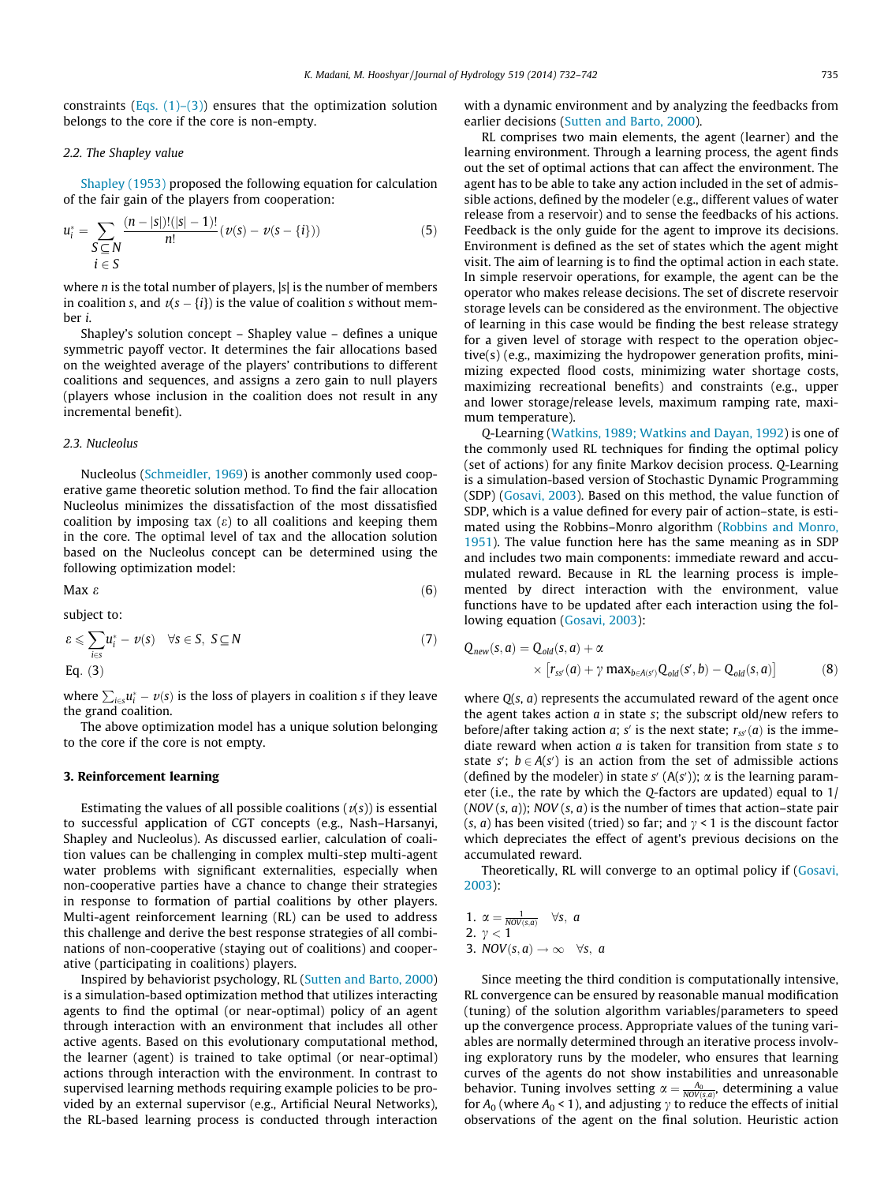constraints (Eqs. (1)–(3)) ensures that the optimization solution belongs to the core if the core is non-empty.

### 2.2. The Shapley value

Shapley (1953) proposed the following equation for calculation of the fair gain of the players from cooperation:

$$u_i^* = \sum_{\substack{S \subseteq N \\ i \in S}} \frac{(n - |s|)!(|s| - 1)!}{n!}(v(s) - v(s - \{i\})) \tag{5}$$

where $n$ is the total number of players, $|s|$ is the number of members in coalition $s$, and $v(s - \{i\})$ is the value of coalition $s$ without member $i$.

Shapley's solution concept – Shapley value – defines a unique symmetric payoff vector. It determines the fair allocations based on the weighted average of the players' contributions to different coalitions and sequences, and assigns a zero gain to null players (players whose inclusion in the coalition does not result in any incremental benefit).

### 2.3. Nucleolus

Nucleolus (Schmeidler, 1969) is another commonly used cooperative game theoretic solution method. To find the fair allocation Nucleolus minimizes the dissatisfaction of the most dissatisfied coalition by imposing tax ($\varepsilon$) to all coalitions and keeping them in the core. The optimal level of tax and the allocation solution based on the Nucleolus concept can be determined using the following optimization model:

$$\text{Max } \varepsilon \tag{6}$$

subject to:

$$\varepsilon \leqslant \sum_{i \in s} u_i^* - v(s) \quad \forall s \in S, \ S \subseteq N \tag{7}$$

Eq. (3)

where $\sum_{i \in s} u_i^* - v(s)$ is the loss of players in coalition $s$ if they leave the grand coalition.

The above optimization model has a unique solution belonging to the core if the core is not empty.

## 3. Reinforcement learning

Estimating the values of all possible coalitions ($v(s)$) is essential to successful application of CGT concepts (e.g., Nash–Harsanyi, Shapley and Nucleolus). As discussed earlier, calculation of coalition values can be challenging in complex multi-step multi-agent water problems with significant externalities, especially when non-cooperative parties have a chance to change their strategies in response to formation of partial coalitions by other players. Multi-agent reinforcement learning (RL) can be used to address this challenge and derive the best response strategies of all combinations of non-cooperative (staying out of coalitions) and cooperative (participating in coalitions) players.

Inspired by behaviorist psychology, RL (Sutten and Barto, 2000) is a simulation-based optimization method that utilizes interacting agents to find the optimal (or near-optimal) policy of an agent through interaction with an environment that includes all other active agents. Based on this evolutionary computational method, the learner (agent) is trained to take optimal (or near-optimal) actions through interaction with the environment. In contrast to supervised learning methods requiring example policies to be provided by an external supervisor (e.g., Artificial Neural Networks), the RL-based learning process is conducted through interaction with a dynamic environment and by analyzing the feedbacks from earlier decisions (Sutten and Barto, 2000).

RL comprises two main elements, the agent (learner) and the learning environment. Through a learning process, the agent finds out the set of optimal actions that can affect the environment. The agent has to be able to take any action included in the set of admissible actions, defined by the modeler (e.g., different values of water release from a reservoir) and to sense the feedbacks of his actions. Feedback is the only guide for the agent to improve its decisions. Environment is defined as the set of states which the agent might visit. The aim of learning is to find the optimal action in each state. In simple reservoir operations, for example, the agent can be the operator who makes release decisions. The set of discrete reservoir storage levels can be considered as the environment. The objective of learning in this case would be finding the best release strategy for a given level of storage with respect to the operation objective(s) (e.g., maximizing the hydropower generation profits, minimizing expected flood costs, minimizing water shortage costs, maximizing recreational benefits) and constraints (e.g., upper and lower storage/release levels, maximum ramping rate, maximum temperature).

*Q*-Learning (Watkins, 1989; Watkins and Dayan, 1992) is one of the commonly used RL techniques for finding the optimal policy (set of actions) for any finite Markov decision process. *Q*-Learning is a simulation-based version of Stochastic Dynamic Programming (SDP) (Gosavi, 2003). Based on this method, the value function of SDP, which is a value defined for every pair of action–state, is estimated using the Robbins–Monro algorithm (Robbins and Monro, 1951). The value function here has the same meaning as in SDP and includes two main components: immediate reward and accumulated reward. Because in RL the learning process is implemented by direct interaction with the environment, value functions have to be updated after each interaction using the following equation (Gosavi, 2003):

$$Q_{new}(s,a) = Q_{old}(s,a) + \alpha \times \left[r_{ss'}(a) + \gamma \max_{b \in A(s')} Q_{old}(s',b) - Q_{old}(s,a)\right] \tag{8}$$

where $Q(s, a)$ represents the accumulated reward of the agent once the agent takes action $a$ in state $s$; the subscript old/new refers to before/after taking action $a$; $s'$ is the next state; $r_{ss'}(a)$ is the immediate reward when action $a$ is taken for transition from state $s$ to state $s'$; $b \in A(s')$ is an action from the set of admissible actions (defined by the modeler) in state $s'$ ($A(s')$); $\alpha$ is the learning parameter (i.e., the rate by which the $Q$-factors are updated) equal to $1/(NOV(s,a))$; $NOV(s,a)$ is the number of times that action–state pair $(s, a)$ has been visited (tried) so far; and $\gamma < 1$ is the discount factor which depreciates the effect of agent's previous decisions on the accumulated reward.

Theoretically, RL will converge to an optimal policy if (Gosavi, 2003):

1. $\alpha = \frac{1}{NOV(s,a)} \quad \forall s, \ a$
2. $\gamma < 1$
3. $NOV(s,a) \to \infty \quad \forall s, \ a$

Since meeting the third condition is computationally intensive, RL convergence can be ensured by reasonable manual modification (tuning) of the solution algorithm variables/parameters to speed up the convergence process. Appropriate values of the tuning variables are normally determined through an iterative process involving exploratory runs by the modeler, who ensures that learning curves of the agents do not show instabilities and unreasonable behavior. Tuning involves setting $\alpha = \frac{A_0}{NOV(s,a)}$, determining a value for $A_0$ (where $A_0 < 1$), and adjusting $\gamma$ to reduce the effects of initial observations of the agent on the final solution. Heuristic action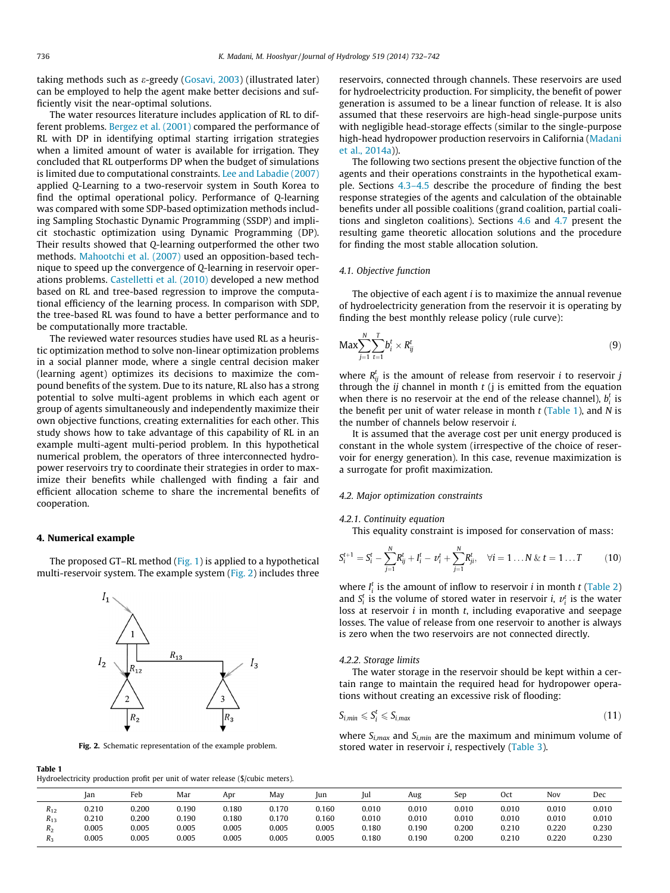taking methods such as ε-greedy (Gosavi, 2003) (illustrated later) can be employed to help the agent make better decisions and sufficiently visit the near-optimal solutions.

The water resources literature includes application of RL to different problems. Bergez et al. (2001) compared the performance of RL with DP in identifying optimal starting irrigation strategies when a limited amount of water is available for irrigation. They concluded that RL outperforms DP when the budget of simulations is limited due to computational constraints. Lee and Labadie (2007) applied Q-Learning to a two-reservoir system in South Korea to find the optimal operational policy. Performance of Q-learning was compared with some SDP-based optimization methods including Sampling Stochastic Dynamic Programming (SSDP) and implicit stochastic optimization using Dynamic Programming (DP). Their results showed that Q-learning outperformed the other two methods. Mahootchi et al. (2007) used an opposition-based technique to speed up the convergence of Q-learning in reservoir operations problems. Castelletti et al. (2010) developed a new method based on RL and tree-based regression to improve the computational efficiency of the learning process. In comparison with SDP, the tree-based RL was found to have a better performance and to be computationally more tractable.

The reviewed water resources studies have used RL as a heuristic optimization method to solve non-linear optimization problems in a social planner mode, where a single central decision maker (learning agent) optimizes its decisions to maximize the compound benefits of the system. Due to its nature, RL also has a strong potential to solve multi-agent problems in which each agent or group of agents simultaneously and independently maximize their own objective functions, creating externalities for each other. This study shows how to take advantage of this capability of RL in an example multi-agent multi-period problem. In this hypothetical numerical problem, the operators of three interconnected hydropower reservoirs try to coordinate their strategies in order to maximize their benefits while challenged with finding a fair and efficient allocation scheme to share the incremental benefits of cooperation.

## 4. Numerical example

The proposed GT–RL method (Fig. 1) is applied to a hypothetical multi-reservoir system. The example system (Fig. 2) includes three reservoirs, connected through channels. These reservoirs are used for hydroelectricity production. For simplicity, the benefit of power generation is assumed to be a linear function of release. It is also assumed that these reservoirs are high-head single-purpose units with negligible head-storage effects (similar to the single-purpose high-head hydropower production reservoirs in California (Madani et al., 2014a)).

**Fig. 2.** Schematic representation of the example problem.

The following two sections present the objective function of the agents and their operations constraints in the hypothetical example. Sections 4.3–4.5 describe the procedure of finding the best response strategies of the agents and calculation of the obtainable benefits under all possible coalitions (grand coalition, partial coalitions and singleton coalitions). Sections 4.6 and 4.7 present the resulting game theoretic allocation solutions and the procedure for finding the most stable allocation solution.

### 4.1. Objective function

The objective of each agent $i$ is to maximize the annual revenue of hydroelectricity generation from the reservoir it is operating by finding the best monthly release policy (rule curve):

$$\text{Max}\sum_{j=1}^{N}\sum_{t=1}^{T} b_i^t \times R_{ij}^t \tag{9}$$

where $R_{ij}^t$ is the amount of release from reservoir $i$ to reservoir $j$ through the $ij$ channel in month $t$ (j is emitted from the equation when there is no reservoir at the end of the release channel), $b_i^t$ is the benefit per unit of water release in month $t$ (Table 1), and $N$ is the number of channels below reservoir $i$.

It is assumed that the average cost per unit energy produced is constant in the whole system (irrespective of the choice of reservoir for energy generation). In this case, revenue maximization is a surrogate for profit maximization.

### 4.2. Major optimization constraints

#### 4.2.1. Continuity equation

This equality constraint is imposed for conservation of mass:

$$S_i^{t+1} = S_i^t - \sum_{j=1}^{N} R_{ij}^t + I_i^t - v_i^t + \sum_{j=1}^{N} R_{ji}^t, \quad \forall i = 1 \ldots N \;\&\; t = 1 \ldots T \tag{10}$$

where $I_i^t$ is the amount of inflow to reservoir $i$ in month $t$ (Table 2) and $S_i^t$ is the volume of stored water in reservoir $i$, $v_i^t$ is the water loss at reservoir $i$ in month $t$, including evaporative and seepage losses. The value of release from one reservoir to another is always is zero when the two reservoirs are not connected directly.

#### 4.2.2. Storage limits

The water storage in the reservoir should be kept within a certain range to maintain the required head for hydropower operations without creating an excessive risk of flooding:

$$S_{i,min} \leqslant S_i^t \leqslant S_{i,max} \tag{11}$$

where $S_{i,max}$ and $S_{i,min}$ are the maximum and minimum volume of stored water in reservoir $i$, respectively (Table 3).

**Table 1**
Hydroelectricity production profit per unit of water release ($/cubic meters).

| | Jan | Feb | Mar | Apr | May | Jun | Jul | Aug | Sep | Oct | Nov | Dec |
|---|---|---|---|---|---|---|---|---|---|---|---|---|
| $R_{12}$ | 0.210 | 0.200 | 0.190 | 0.180 | 0.170 | 0.160 | 0.010 | 0.010 | 0.010 | 0.010 | 0.010 | 0.010 |
| $R_{13}$ | 0.210 | 0.200 | 0.190 | 0.180 | 0.170 | 0.160 | 0.010 | 0.010 | 0.010 | 0.010 | 0.010 | 0.010 |
| $R_2$ | 0.005 | 0.005 | 0.005 | 0.005 | 0.005 | 0.005 | 0.180 | 0.190 | 0.200 | 0.210 | 0.220 | 0.230 |
| $R_3$ | 0.005 | 0.005 | 0.005 | 0.005 | 0.005 | 0.005 | 0.180 | 0.190 | 0.200 | 0.210 | 0.220 | 0.230 |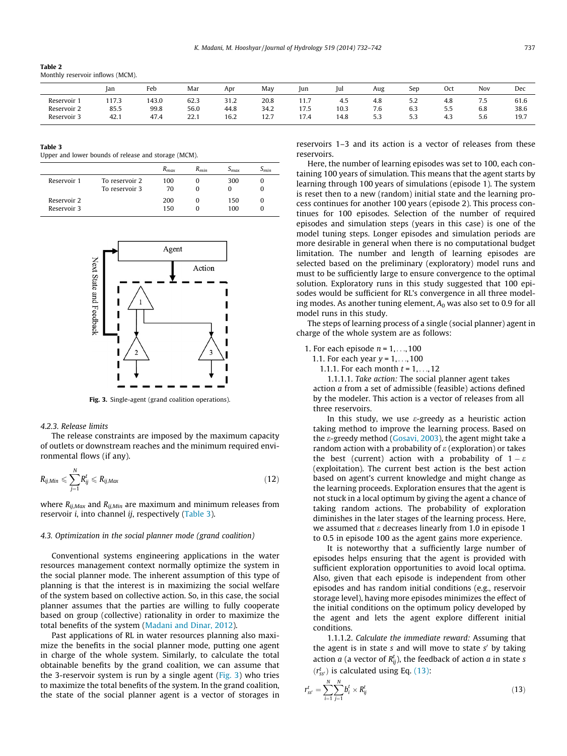**Table 2**
Monthly reservoir inflows (MCM).

| | Jan | Feb | Mar | Apr | May | Jun | Jul | Aug | Sep | Oct | Nov | Dec |
|---|---|---|---|---|---|---|---|---|---|---|---|---|
| Reservoir 1 | 117.3 | 143.0 | 62.3 | 31.2 | 20.8 | 11.7 | 4.5 | 4.8 | 5.2 | 4.8 | 7.5 | 61.6 |
| Reservoir 2 | 85.5 | 99.8 | 56.0 | 44.8 | 34.2 | 17.5 | 10.3 | 7.6 | 6.3 | 5.5 | 6.8 | 38.6 |
| Reservoir 3 | 42.1 | 47.4 | 22.1 | 16.2 | 12.7 | 17.4 | 14.8 | 5.3 | 5.3 | 4.3 | 5.6 | 19.7 |

**Table 3**
Upper and lower bounds of release and storage (MCM).

| | | $R_{max}$ | $R_{min}$ | $S_{max}$ | $S_{min}$ |
|---|---|---|---|---|---|
| Reservoir 1 | To reservoir 2 | 100 | 0 | 300 | 0 |
| | To reservoir 3 | 70 | 0 | 0 | 0 |
| Reservoir 2 | | 200 | 0 | 150 | 0 |
| Reservoir 3 | | 150 | 0 | 100 | 0 |

**Fig. 3.** Single-agent (grand coalition operations).

#### 4.2.3. Release limits

The release constraints are imposed by the maximum capacity of outlets or downstream reaches and the minimum required environmental flows (if any).

$$R_{ij,Min} \leqslant \sum_{j=1}^{N} R_{ij}^{t} \leqslant R_{ij,Max} \tag{12}$$

where $R_{ij,Max}$ and $R_{ij,Min}$ are maximum and minimum releases from reservoir $i$, into channel $ij$, respectively (Table 3).

### 4.3. Optimization in the social planner mode (grand coalition)

Conventional systems engineering applications in the water resources management context normally optimize the system in the social planner mode. The inherent assumption of this type of planning is that the interest is in maximizing the social welfare of the system based on collective action. So, in this case, the social planner assumes that the parties are willing to fully cooperate based on group (collective) rationality in order to maximize the total benefits of the system (Madani and Dinar, 2012).

Past applications of RL in water resources planning also maximize the benefits in the social planner mode, putting one agent in charge of the whole system. Similarly, to calculate the total obtainable benefits by the grand coalition, we can assume that the 3-reservoir system is run by a single agent (Fig. 3) who tries to maximize the total benefits of the system. In the grand coalition, the state of the social planner agent is a vector of storages in reservoirs 1–3 and its action is a vector of releases from these reservoirs.

Here, the number of learning episodes was set to 100, each containing 100 years of simulation. This means that the agent starts by learning through 100 years of simulations (episode 1). The system is reset then to a new (random) initial state and the learning process continues for another 100 years (episode 2). This process continues for 100 episodes. Selection of the number of required episodes and simulation steps (years in this case) is one of the model tuning steps. Longer episodes and simulation periods are more desirable in general when there is no computational budget limitation. The number and length of learning episodes are selected based on the preliminary (exploratory) model runs and must to be sufficiently large to ensure convergence to the optimal solution. Exploratory runs in this study suggested that 100 episodes would be sufficient for RL's convergence in all three modeling modes. As another tuning element, $A_0$ was also set to 0.9 for all model runs in this study.

The steps of learning process of a single (social planner) agent in charge of the whole system are as follows:

1. For each episode $n = 1, \ldots, 100$
   1.1. For each year $y = 1, \ldots, 100$
      1.1.1. For each month $t = 1, \ldots, 12$
         1.1.1.1. *Take action:* The social planner agent takes action $a$ from a set of admissible (feasible) actions defined by the modeler. This action is a vector of releases from all three reservoirs.

         In this study, we use ε-greedy as a heuristic action taking method to improve the learning process. Based on the ε-greedy method (Gosavi, 2003), the agent might take a random action with a probability of ε (exploration) or takes the best (current) action with a probability of $1 - \varepsilon$ (exploitation). The current best action is the best action based on agent's current knowledge and might change as the learning proceeds. Exploration ensures that the agent is not stuck in a local optimum by giving the agent a chance of taking random actions. The probability of exploration diminishes in the later stages of the learning process. Here, we assumed that ε decreases linearly from 1.0 in episode 1 to 0.5 in episode 100 as the agent gains more experience.

         It is noteworthy that a sufficiently large number of episodes helps ensuring that the agent is provided with sufficient exploration opportunities to avoid local optima. Also, given that each episode is independent from other episodes and has random initial conditions (e.g., reservoir storage level), having more episodes minimizes the effect of the initial conditions on the optimum policy developed by the agent and lets the agent explore different initial conditions.

         1.1.1.2. *Calculate the immediate reward:* Assuming that the agent is in state $s$ and will move to state $s'$ by taking action $a$ (a vector of $R_{ij}^{t}$), the feedback of action $a$ in state $s$ ($r_{ss'}^{t}$) is calculated using Eq. (13):

$$r_{ss'}^{t} = \sum_{i=1}^{N} \sum_{j=1}^{N} b_i^t \times R_{ij}^{t} \tag{13}$$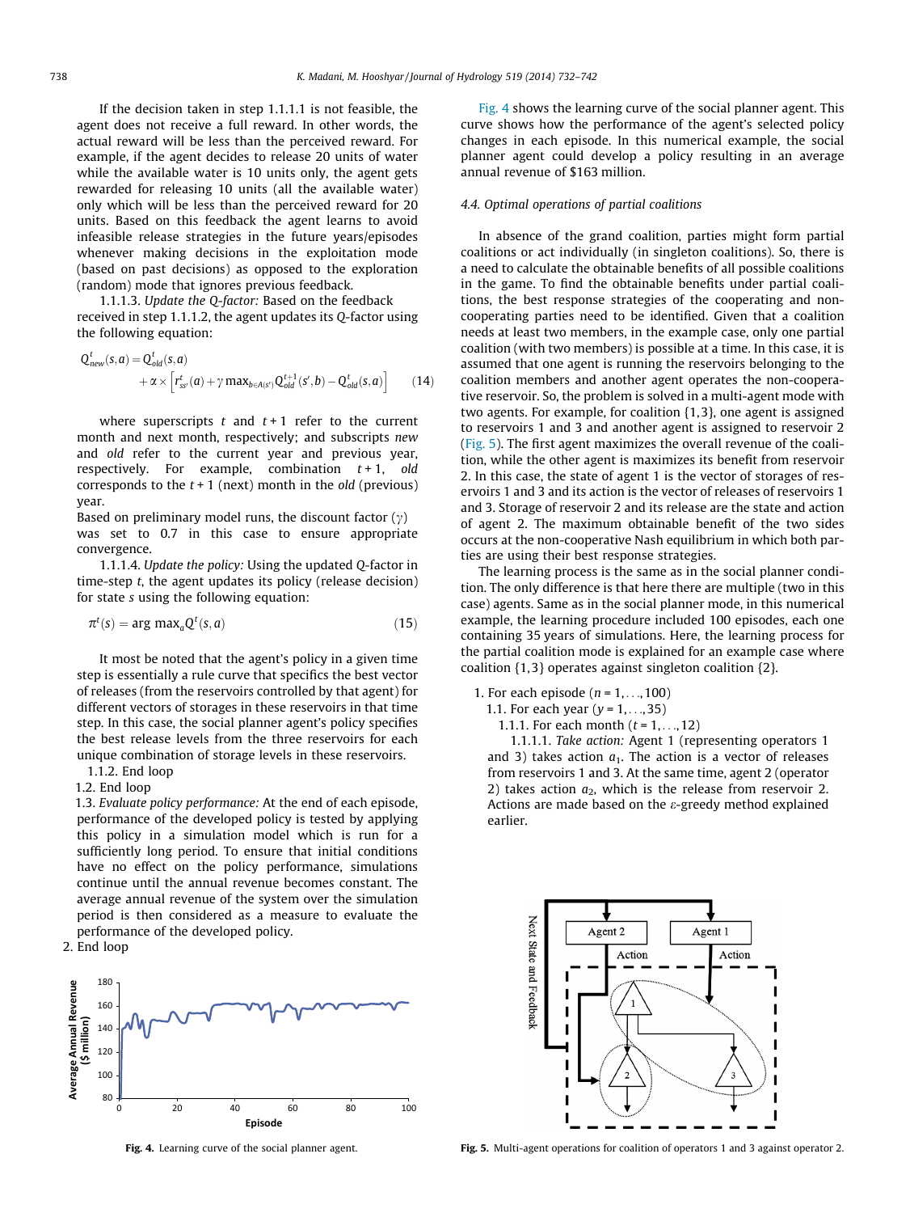If the decision taken in step 1.1.1.1 is not feasible, the agent does not receive a full reward. In other words, the actual reward will be less than the perceived reward. For example, if the agent decides to release 20 units of water while the available water is 10 units only, the agent gets rewarded for releasing 10 units (all the available water) only which will be less than the perceived reward for 20 units. Based on this feedback the agent learns to avoid infeasible release strategies in the future years/episodes whenever making decisions in the exploitation mode (based on past decisions) as opposed to the exploration (random) mode that ignores previous feedback.

1.1.1.3. *Update the Q-factor:* Based on the feedback received in step 1.1.1.2, the agent updates its Q-factor using the following equation:

$$Q^t_{new}(s,a) = Q^t_{old}(s,a) + \alpha \times \left[ r^t_{ss'}(a) + \gamma \max_{b \in A(s')} Q^{t+1}_{old}(s',b) - Q^t_{old}(s,a) \right] \tag{14}$$

where superscripts $t$ and $t+1$ refer to the current month and next month, respectively; and subscripts *new* and *old* refer to the current year and previous year, respectively. For example, combination $t+1$, *old* corresponds to the $t+1$ (next) month in the *old* (previous) year.

Based on preliminary model runs, the discount factor ($\gamma$) was set to 0.7 in this case to ensure appropriate convergence.

1.1.1.4. *Update the policy:* Using the updated Q-factor in time-step $t$, the agent updates its policy (release decision) for state $s$ using the following equation:

$$\pi^t(s) = \arg\max_a Q^t(s,a) \tag{15}$$

It most be noted that the agent's policy in a given time step is essentially a rule curve that specifics the best vector of releases (from the reservoirs controlled by that agent) for different vectors of storages in these reservoirs in that time step. In this case, the social planner agent's policy specifies the best release levels from the three reservoirs for each unique combination of storage levels in these reservoirs.

1.1.2. End loop

1.2. End loop

1.3. *Evaluate policy performance:* At the end of each episode, performance of the developed policy is tested by applying this policy in a simulation model which is run for a sufficiently long period. To ensure that initial conditions have no effect on the policy performance, simulations continue until the annual revenue becomes constant. The average annual revenue of the system over the simulation period is then considered as a measure to evaluate the performance of the developed policy.

2. End loop

**Fig. 4.** Learning curve of the social planner agent.

Fig. 4 shows the learning curve of the social planner agent. This curve shows how the performance of the agent's selected policy changes in each episode. In this numerical example, the social planner agent could develop a policy resulting in an average annual revenue of \$163 million.

### 4.4. Optimal operations of partial coalitions

In absence of the grand coalition, parties might form partial coalitions or act individually (in singleton coalitions). So, there is a need to calculate the obtainable benefits of all possible coalitions in the game. To find the obtainable benefits under partial coalitions, the best response strategies of the cooperating and non-cooperating parties need to be identified. Given that a coalition needs at least two members, in the example case, only one partial coalition (with two members) is possible at a time. In this case, it is assumed that one agent is running the reservoirs belonging to the coalition members and another agent operates the non-cooperative reservoir. So, the problem is solved in a multi-agent mode with two agents. For example, for coalition {1,3}, one agent is assigned to reservoirs 1 and 3 and another agent is assigned to reservoir 2 (Fig. 5). The first agent maximizes the overall revenue of the coalition, while the other agent is maximizes its benefit from reservoir 2. In this case, the state of agent 1 is the vector of storages of reservoirs 1 and 3 and its action is the vector of releases of reservoirs 1 and 3. Storage of reservoir 2 and its release are the state and action of agent 2. The maximum obtainable benefit of the two sides occurs at the non-cooperative Nash equilibrium in which both parties are using their best response strategies.

The learning process is the same as in the social planner condition. The only difference is that here there are multiple (two in this case) agents. Same as in the social planner mode, in this numerical example, the learning procedure included 100 episodes, each one containing 35 years of simulations. Here, the learning process for the partial coalition mode is explained for an example case where coalition {1,3} operates against singleton coalition {2}.

1. For each episode ($n = 1, \ldots, 100$)
   1.1. For each year ($y = 1, \ldots, 35$)
      1.1.1. For each month ($t = 1, \ldots, 12$)
         1.1.1.1. *Take action:* Agent 1 (representing operators 1 and 3) takes action $a_1$. The action is a vector of releases from reservoirs 1 and 3. At the same time, agent 2 (operator 2) takes action $a_2$, which is the release from reservoir 2. Actions are made based on the $\varepsilon$-greedy method explained earlier.

**Fig. 5.** Multi-agent operations for coalition of operators 1 and 3 against operator 2.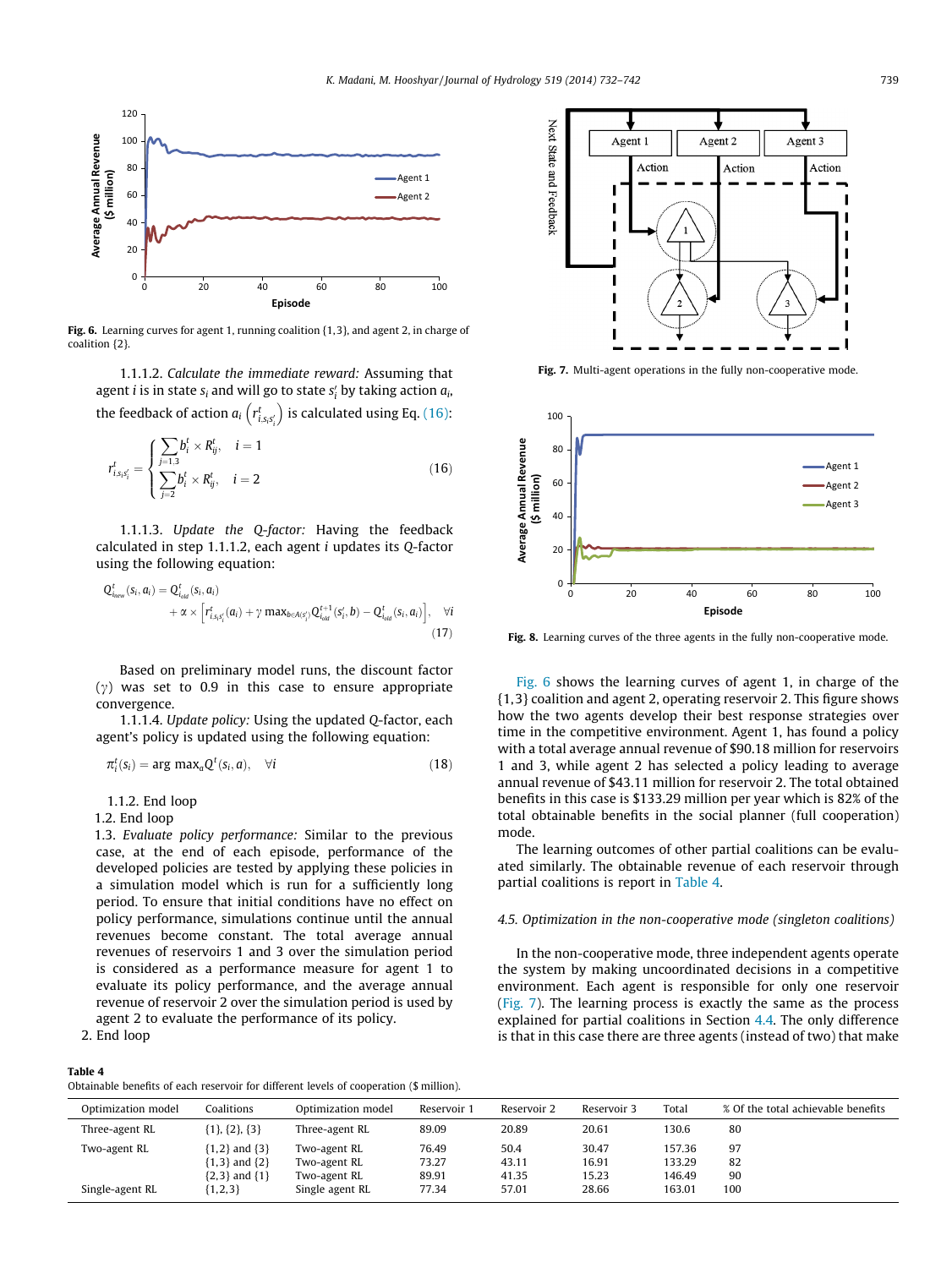Fig. 6. Learning curves for agent 1, running coalition {1,3}, and agent 2, in charge of coalition {2}.

1.1.1.2. *Calculate the immediate reward:* Assuming that agent $i$ is in state $s_i$ and will go to state $s_i'$ by taking action $a_i$, the feedback of action $a_i$ $\left(r^t_{i,s_is_i'}\right)$ is calculated using Eq. (16):

$$r^t_{i,s_is_i'} = \begin{cases} \sum_{j=1,3} b^t_i \times R^t_{ij}, & i=1 \\ \sum_{j=2} b^t_i \times R^t_{ij}, & i=2 \end{cases} \tag{16}$$

1.1.1.3. *Update the Q-factor:* Having the feedback calculated in step 1.1.1.2, each agent $i$ updates its Q-factor using the following equation:

$$Q^t_{i_{new}}(s_i,a_i) = Q^t_{i_{old}}(s_i,a_i) + \alpha \times \left[r^t_{i,s_is_i'}(a_i) + \gamma \max_{b\in A(s_i')} Q^{t+1}_{i_{old}}(s_i',b) - Q^t_{i_{old}}(s_i,a_i)\right], \quad \forall i \tag{17}$$

Based on preliminary model runs, the discount factor ($\gamma$) was set to 0.9 in this case to ensure appropriate convergence.

1.1.1.4. *Update policy:* Using the updated Q-factor, each agent's policy is updated using the following equation:

$$\pi^t_i(s_i) = \arg\max_a Q^t(s_i,a), \quad \forall i \tag{18}$$

1.1.2. End loop
1.2. End loop
1.3. *Evaluate policy performance:* Similar to the previous case, at the end of each episode, performance of the developed policies are tested by applying these policies in a simulation model which is run for a sufficiently long period. To ensure that initial conditions have no effect on policy performance, simulations continue until the annual revenues become constant. The total average annual revenues of reservoirs 1 and 3 over the simulation period is considered as a performance measure for agent 1 to evaluate its policy performance, and the average annual revenue of reservoir 2 over the simulation period is used by agent 2 to evaluate the performance of its policy.
2. End loop

Fig. 7. Multi-agent operations in the fully non-cooperative mode.

Fig. 8. Learning curves of the three agents in the fully non-cooperative mode.

Fig. 6 shows the learning curves of agent 1, in charge of the {1,3} coalition and agent 2, operating reservoir 2. This figure shows how the two agents develop their best response strategies over time in the competitive environment. Agent 1, has found a policy with a total average annual revenue of \$90.18 million for reservoirs 1 and 3, while agent 2 has selected a policy leading to average annual revenue of \$43.11 million for reservoir 2. The total obtained benefits in this case is \$133.29 million per year which is 82% of the total obtainable benefits in the social planner (full cooperation) mode.

The learning outcomes of other partial coalitions can be evaluated similarly. The obtainable revenue of each reservoir through partial coalitions is report in Table 4.

### 4.5. Optimization in the non-cooperative mode (singleton coalitions)

In the non-cooperative mode, three independent agents operate the system by making uncoordinated decisions in a competitive environment. Each agent is responsible for only one reservoir (Fig. 7). The learning process is exactly the same as the process explained for partial coalitions in Section 4.4. The only difference is that in this case there are three agents (instead of two) that make

**Table 4**
Obtainable benefits of each reservoir for different levels of cooperation (\$ million).

| Optimization model | Coalitions | Optimization model | Reservoir 1 | Reservoir 2 | Reservoir 3 | Total | % Of the total achievable benefits |
|---|---|---|---|---|---|---|---|
| Three-agent RL | {1}, {2}, {3} | Three-agent RL | 89.09 | 20.89 | 20.61 | 130.6 | 80 |
| Two-agent RL | {1,2} and {3} | Two-agent RL | 76.49 | 50.4 | 30.47 | 157.36 | 97 |
| | {1,3} and {2} | Two-agent RL | 73.27 | 43.11 | 16.91 | 133.29 | 82 |
| | {2,3} and {1} | Two-agent RL | 89.91 | 41.35 | 15.23 | 146.49 | 90 |
| Single-agent RL | {1,2,3} | Single agent RL | 77.34 | 57.01 | 28.66 | 163.01 | 100 |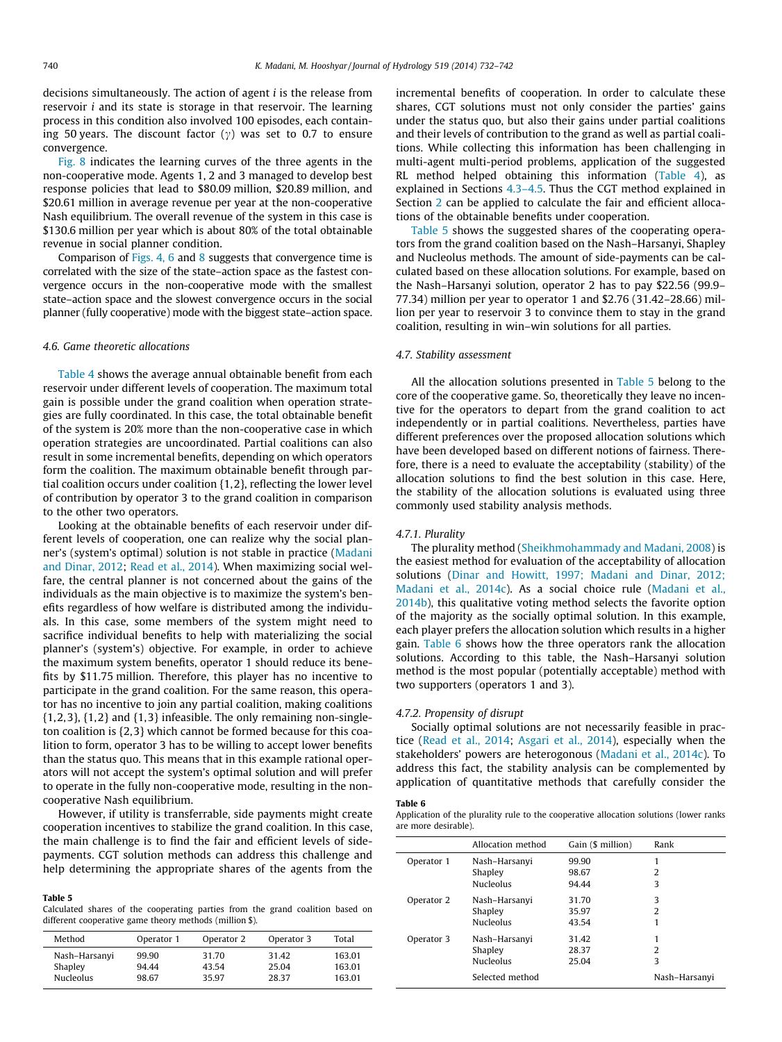decisions simultaneously. The action of agent $i$ is the release from reservoir $i$ and its state is storage in that reservoir. The learning process in this condition also involved 100 episodes, each containing 50 years. The discount factor ($\gamma$) was set to 0.7 to ensure convergence.

Fig. 8 indicates the learning curves of the three agents in the non-cooperative mode. Agents 1, 2 and 3 managed to develop best response policies that lead to \$80.09 million, \$20.89 million, and \$20.61 million in average revenue per year at the non-cooperative Nash equilibrium. The overall revenue of the system in this case is \$130.6 million per year which is about 80% of the total obtainable revenue in social planner condition.

Comparison of Figs. 4, 6 and 8 suggests that convergence time is correlated with the size of the state–action space as the fastest convergence occurs in the non-cooperative mode with the smallest state–action space and the slowest convergence occurs in the social planner (fully cooperative) mode with the biggest state–action space.

### 4.6. Game theoretic allocations

Table 4 shows the average annual obtainable benefit from each reservoir under different levels of cooperation. The maximum total gain is possible under the grand coalition when operation strategies are fully coordinated. In this case, the total obtainable benefit of the system is 20% more than the non-cooperative case in which operation strategies are uncoordinated. Partial coalitions can also result in some incremental benefits, depending on which operators form the coalition. The maximum obtainable benefit through partial coalition occurs under coalition {1,2}, reflecting the lower level of contribution by operator 3 to the grand coalition in comparison to the other two operators.

Looking at the obtainable benefits of each reservoir under different levels of cooperation, one can realize why the social planner's (system's optimal) solution is not stable in practice (Madani and Dinar, 2012; Read et al., 2014). When maximizing social welfare, the central planner is not concerned about the gains of the individuals as the main objective is to maximize the system's benefits regardless of how welfare is distributed among the individuals. In this case, some members of the system might need to sacrifice individual benefits to help with materializing the social planner's (system's) objective. For example, in order to achieve the maximum system benefits, operator 1 should reduce its benefits by \$11.75 million. Therefore, this player has no incentive to participate in the grand coalition. For the same reason, this operator has no incentive to join any partial coalition, making coalitions {1,2,3}, {1,2} and {1,3} infeasible. The only remaining non-singleton coalition is {2,3} which cannot be formed because for this coalition to form, operator 3 has to be willing to accept lower benefits than the status quo. This means that in this example rational operators will not accept the system's optimal solution and will prefer to operate in the fully non-cooperative mode, resulting in the non-cooperative Nash equilibrium.

However, if utility is transferrable, side payments might create cooperation incentives to stabilize the grand coalition. In this case, the main challenge is to find the fair and efficient levels of side-payments. CGT solution methods can address this challenge and help determining the appropriate shares of the agents from the incremental benefits of cooperation. In order to calculate these shares, CGT solutions must not only consider the parties' gains under the status quo, but also their gains under partial coalitions and their levels of contribution to the grand as well as partial coalitions. While collecting this information has been challenging in multi-agent multi-period problems, application of the suggested RL method helped obtaining this information (Table 4), as explained in Sections 4.3–4.5. Thus the CGT method explained in Section 2 can be applied to calculate the fair and efficient allocations of the obtainable benefits under cooperation.

**Table 5**
Calculated shares of the cooperating parties from the grand coalition based on different cooperative game theory methods (million \$).

| Method | Operator 1 | Operator 2 | Operator 3 | Total |
|---|---|---|---|---|
| Nash–Harsanyi | 99.90 | 31.70 | 31.42 | 163.01 |
| Shapley | 94.44 | 43.54 | 25.04 | 163.01 |
| Nucleolus | 98.67 | 35.97 | 28.37 | 163.01 |

Table 5 shows the suggested shares of the cooperating operators from the grand coalition based on the Nash–Harsanyi, Shapley and Nucleolus methods. The amount of side-payments can be calculated based on these allocation solutions. For example, based on the Nash–Harsanyi solution, operator 2 has to pay \$22.56 (99.9–77.34) million per year to operator 1 and \$2.76 (31.42–28.66) million per year to reservoir 3 to convince them to stay in the grand coalition, resulting in win–win solutions for all parties.

### 4.7. Stability assessment

All the allocation solutions presented in Table 5 belong to the core of the cooperative game. So, theoretically they leave no incentive for the operators to depart from the grand coalition to act independently or in partial coalitions. Nevertheless, parties have different preferences over the proposed allocation solutions which have been developed based on different notions of fairness. Therefore, there is a need to evaluate the acceptability (stability) of the allocation solutions to find the best solution in this case. Here, the stability of the allocation solutions is evaluated using three commonly used stability analysis methods.

#### 4.7.1. Plurality

The plurality method (Sheikhmohammady and Madani, 2008) is the easiest method for evaluation of the acceptability of allocation solutions (Dinar and Howitt, 1997; Madani and Dinar, 2012; Madani et al., 2014c). As a social choice rule (Madani et al., 2014b), this qualitative voting method selects the favorite option of the majority as the socially optimal solution. In this example, each player prefers the allocation solution which results in a higher gain. Table 6 shows how the three operators rank the allocation solutions. According to this table, the Nash–Harsanyi solution method is the most popular (potentially acceptable) method with two supporters (operators 1 and 3).

#### 4.7.2. Propensity of disrupt

Socially optimal solutions are not necessarily feasible in practice (Read et al., 2014; Asgari et al., 2014), especially when the stakeholders' powers are heterogonous (Madani et al., 2014c). To address this fact, the stability analysis can be complemented by application of quantitative methods that carefully consider the

**Table 6**
Application of the plurality rule to the cooperative allocation solutions (lower ranks are more desirable).

| | Allocation method | Gain (\$ million) | Rank |
|---|---|---|---|
| Operator 1 | Nash–Harsanyi | 99.90 | 1 |
| | Shapley | 98.67 | 2 |
| | Nucleolus | 94.44 | 3 |
| Operator 2 | Nash–Harsanyi | 31.70 | 3 |
| | Shapley | 35.97 | 2 |
| | Nucleolus | 43.54 | 1 |
| Operator 3 | Nash–Harsanyi | 31.42 | 1 |
| | Shapley | 28.37 | 2 |
| | Nucleolus | 25.04 | 3 |
| | Selected method | | Nash–Harsanyi |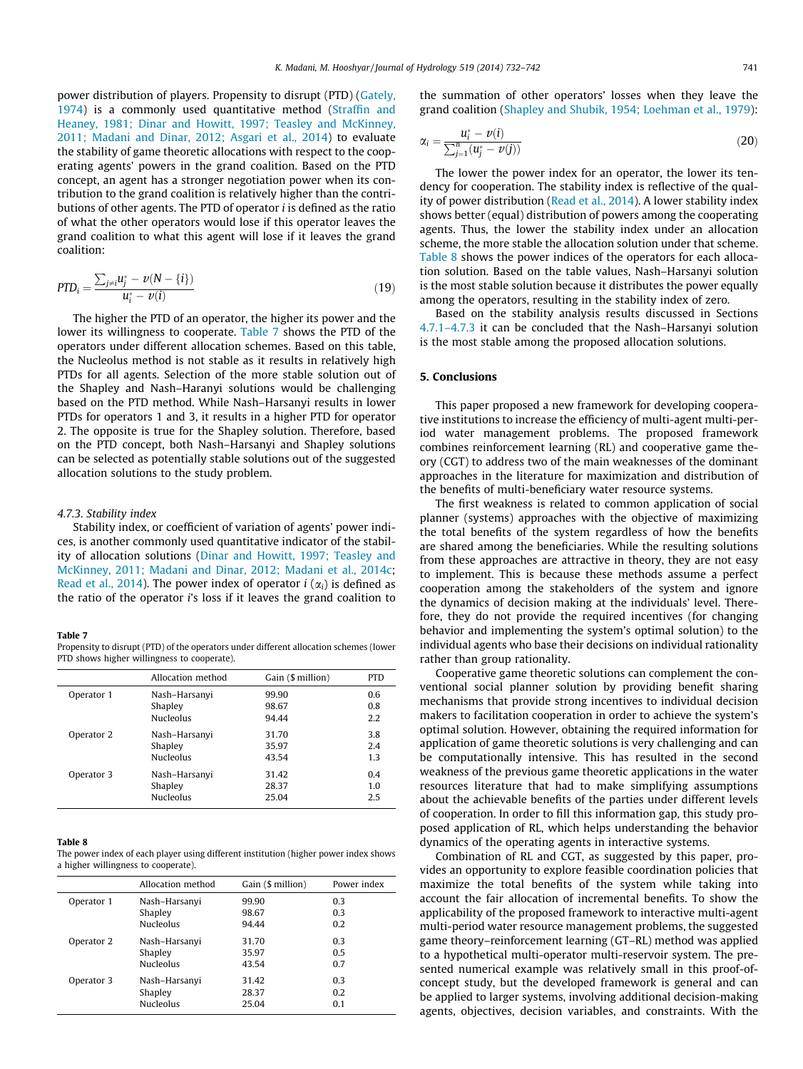power distribution of players. Propensity to disrupt (PTD) (Gately, 1974) is a commonly used quantitative method (Straffin and Heaney, 1981; Dinar and Howitt, 1997; Teasley and McKinney, 2011; Madani and Dinar, 2012; Asgari et al., 2014) to evaluate the stability of game theoretic allocations with respect to the cooperating agents' powers in the grand coalition. Based on the PTD concept, an agent has a stronger negotiation power when its contribution to the grand coalition is relatively higher than the contributions of other agents. The PTD of operator $i$ is defined as the ratio of what the other operators would lose if this operator leaves the grand coalition to what this agent will lose if it leaves the grand coalition:

$$PTD_i = \frac{\sum_{j \neq i} u_j^* - v(N - \{i\})}{u_i^* - v(i)} \tag{19}$$

The higher the PTD of an operator, the higher its power and the lower its willingness to cooperate. Table 7 shows the PTD of the operators under different allocation schemes. Based on this table, the Nucleolus method is not stable as it results in relatively high PTDs for all agents. Selection of the more stable solution out of the Shapley and Nash–Haranyi solutions would be challenging based on the PTD method. While Nash–Harsanyi results in lower PTDs for operators 1 and 3, it results in a higher PTD for operator 2. The opposite is true for the Shapley solution. Therefore, based on the PTD concept, both Nash–Harsanyi and Shapley solutions can be selected as potentially stable solutions out of the suggested allocation solutions to the study problem.

#### 4.7.3. Stability index

Stability index, or coefficient of variation of agents' power indices, is another commonly used quantitative indicator of the stability of allocation solutions (Dinar and Howitt, 1997; Teasley and McKinney, 2011; Madani and Dinar, 2012; Madani et al., 2014c; Read et al., 2014). The power index of operator $i$ ($\alpha_i$) is defined as the ratio of the operator $i$'s loss if it leaves the grand coalition to the summation of other operators' losses when they leave the grand coalition (Shapley and Shubik, 1954; Loehman et al., 1979):

$$\alpha_i = \frac{u_i^* - v(i)}{\sum_{j=1}^{n}(u_j^* - v(j))} \tag{20}$$

The lower the power index for an operator, the lower its tendency for cooperation. The stability index is reflective of the quality of power distribution (Read et al., 2014). A lower stability index shows better (equal) distribution of powers among the cooperating agents. Thus, the lower the stability index under an allocation scheme, the more stable the allocation solution under that scheme. Table 8 shows the power indices of the operators for each allocation solution. Based on the table values, Nash–Harsanyi solution is the most stable solution because it distributes the power equally among the operators, resulting in the stability index of zero.

Based on the stability analysis results discussed in Sections 4.7.1–4.7.3 it can be concluded that the Nash–Harsanyi solution is the most stable among the proposed allocation solutions.

**Table 7**
Propensity to disrupt (PTD) of the operators under different allocation schemes (lower PTD shows higher willingness to cooperate).

| | Allocation method | Gain ($ million) | PTD |
|---|---|---|---|
| Operator 1 | Nash–Harsanyi | 99.90 | 0.6 |
| | Shapley | 98.67 | 0.8 |
| | Nucleolus | 94.44 | 2.2 |
| Operator 2 | Nash–Harsanyi | 31.70 | 3.8 |
| | Shapley | 35.97 | 2.4 |
| | Nucleolus | 43.54 | 1.3 |
| Operator 3 | Nash–Harsanyi | 31.42 | 0.4 |
| | Shapley | 28.37 | 1.0 |
| | Nucleolus | 25.04 | 2.5 |

**Table 8**
The power index of each player using different institution (higher power index shows a higher willingness to cooperate).

| | Allocation method | Gain ($ million) | Power index |
|---|---|---|---|
| Operator 1 | Nash–Harsanyi | 99.90 | 0.3 |
| | Shapley | 98.67 | 0.3 |
| | Nucleolus | 94.44 | 0.2 |
| Operator 2 | Nash–Harsanyi | 31.70 | 0.3 |
| | Shapley | 35.97 | 0.5 |
| | Nucleolus | 43.54 | 0.7 |
| Operator 3 | Nash–Harsanyi | 31.42 | 0.3 |
| | Shapley | 28.37 | 0.2 |
| | Nucleolus | 25.04 | 0.1 |

## 5. Conclusions

This paper proposed a new framework for developing cooperative institutions to increase the efficiency of multi-agent multi-period water management problems. The proposed framework combines reinforcement learning (RL) and cooperative game theory (CGT) to address two of the main weaknesses of the dominant approaches in the literature for maximization and distribution of the benefits of multi-beneficiary water resource systems.

The first weakness is related to common application of social planner (systems) approaches with the objective of maximizing the total benefits of the system regardless of how the benefits are shared among the beneficiaries. While the resulting solutions from these approaches are attractive in theory, they are not easy to implement. This is because these methods assume a perfect cooperation among the stakeholders of the system and ignore the dynamics of decision making at the individuals' level. Therefore, they do not provide the required incentives (for changing behavior and implementing the system's optimal solution) to the individual agents who base their decisions on individual rationality rather than group rationality.

Cooperative game theoretic solutions can complement the conventional social planner solution by providing benefit sharing mechanisms that provide strong incentives to individual decision makers to facilitation cooperation in order to achieve the system's optimal solution. However, obtaining the required information for application of game theoretic solutions is very challenging and can be computationally intensive. This has resulted in the second weakness of the previous game theoretic applications in the water resources literature that had to make simplifying assumptions about the achievable benefits of the parties under different levels of cooperation. In order to fill this information gap, this study proposed application of RL, which helps understanding the behavior dynamics of the operating agents in interactive systems.

Combination of RL and CGT, as suggested by this paper, provides an opportunity to explore feasible coordination policies that maximize the total benefits of the system while taking into account the fair allocation of incremental benefits. To show the applicability of the proposed framework to interactive multi-agent multi-period water resource management problems, the suggested game theory–reinforcement learning (GT–RL) method was applied to a hypothetical multi-operator multi-reservoir system. The presented numerical example was relatively small in this proof-of-concept study, but the developed framework is general and can be applied to larger systems, involving additional decision-making agents, objectives, decision variables, and constraints. With the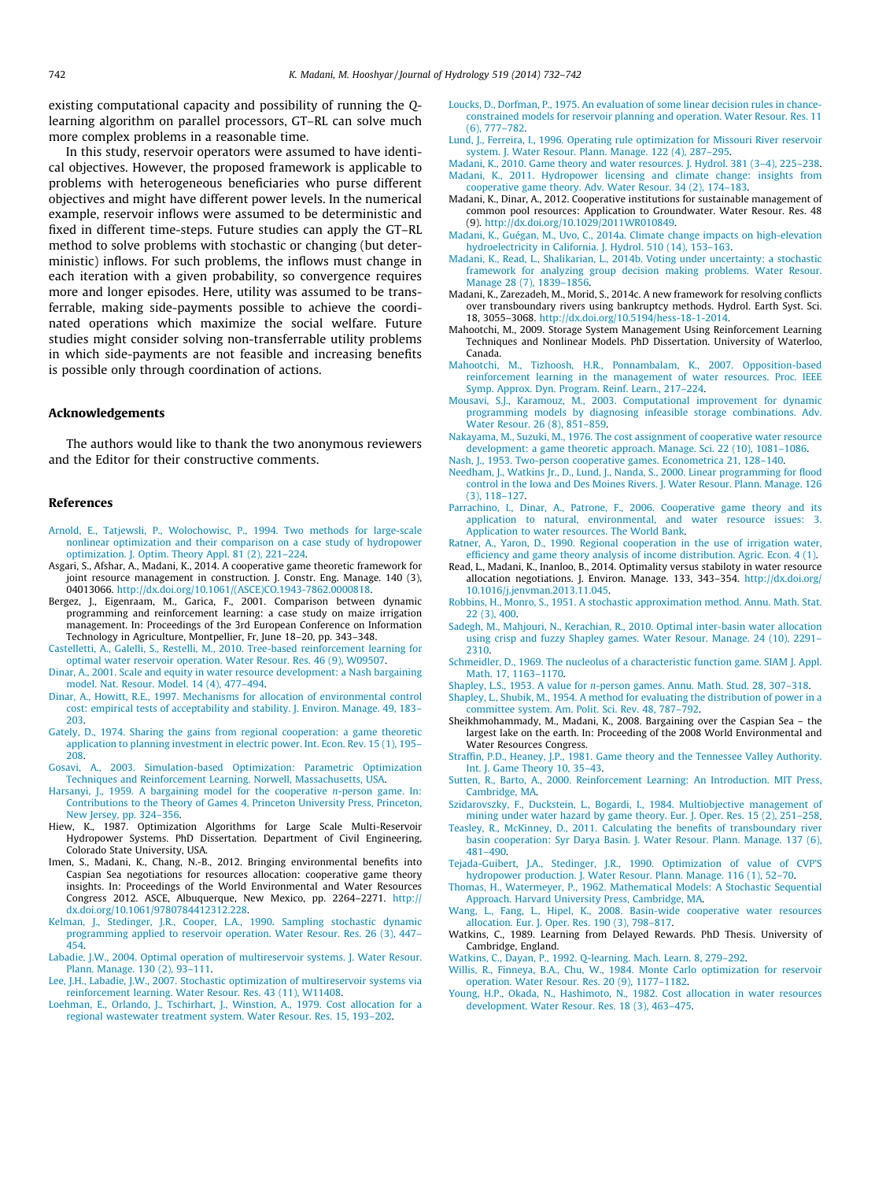existing computational capacity and possibility of running the Q-learning algorithm on parallel processors, GT–RL can solve much more complex problems in a reasonable time.

In this study, reservoir operators were assumed to have identical objectives. However, the proposed framework is applicable to problems with heterogeneous beneficiaries who purse different objectives and might have different power levels. In the numerical example, reservoir inflows were assumed to be deterministic and fixed in different time-steps. Future studies can apply the GT–RL method to solve problems with stochastic or changing (but deterministic) inflows. For such problems, the inflows must change in each iteration with a given probability, so convergence requires more and longer episodes. Here, utility was assumed to be transferrable, making side-payments possible to achieve the coordinated operations which maximize the social welfare. Future studies might consider solving non-transferrable utility problems in which side-payments are not feasible and increasing benefits is possible only through coordination of actions.

## Acknowledgements

The authors would like to thank the two anonymous reviewers and the Editor for their constructive comments.

## References

Arnold, E., Tatjewski, P., Wolochowisc, P., 1994. Two methods for large-scale nonlinear optimization and their comparison on a case study of hydropower optimization. J. Optim. Theory Appl. 81 (2), 221–224.

Asgari, S., Afshar, A., Madani, K., 2014. A cooperative game theoretic framework for joint resource management in construction. J. Constr. Eng. Manage. 140 (3), 04013066. http://dx.doi.org/10.1061/(ASCE)CO.1943-7862.0000818.

Bergez, J., Eigenraam, M., Garica, F., 2001. Comparison between dynamic programming and reinforcement learning: a case study on maize irrigation management. In: Proceedings of the 3rd European Conference on Information Technology in Agriculture, Montpellier, Fr, June 18–20, pp. 343–348.

Castelletti, A., Galelli, S., Restelli, M., 2010. Tree-based reinforcement learning for optimal water reservoir operation. Water Resour. Res. 46 (9), W09507.

Dinar, A., 2001. Scale and equity in water resource development: a Nash bargaining model. Nat. Resour. Model. 14 (4), 477–494.

Dinar, A., Howitt, R.E., 1997. Mechanisms for allocation of environmental control cost: empirical tests of acceptability and stability. J. Environ. Manage. 49, 183–203.

Gately, D., 1974. Sharing the gains from regional cooperation: a game theoretic application to planning investment in electric power. Int. Econ. Rev. 15 (1), 195–208.

Gosavi, A., 2003. Simulation-based Optimization: Parametric Optimization Techniques and Reinforcement Learning. Norwell, Massachusetts, USA.

Harsanyi, J., 1959. A bargaining model for the cooperative *n*-person game. In: Contributions to the Theory of Games 4. Princeton University Press, Princeton, New Jersey, pp. 324–356.

Hiew, K., 1987. Optimization Algorithms for Large Scale Multi-Reservoir Hydropower Systems. PhD Dissertation. Department of Civil Engineering, Colorado State University, USA.

Imen, S., Madani, K., Chang, N.-B., 2012. Bringing environmental benefits into Caspian Sea negotiations for resources allocation: cooperative game theory insights. In: Proceedings of the World Environmental and Water Resources Congress 2012. ASCE, Albuquerque, New Mexico, pp. 2264–2271. http://dx.doi.org/10.1061/9780784412312.228.

Kelman, J., Stedinger, J.R., Cooper, L.A., 1990. Sampling stochastic dynamic programming applied to reservoir operation. Water Resour. Res. 26 (3), 447–454.

Labadie, J.W., 2004. Optimal operation of multireservoir systems. J. Water Resour. Plann. Manage. 130 (2), 93–111.

Lee, J.H., Labadie, J.W., 2007. Stochastic optimization of multireservoir systems via reinforcement learning. Water Resour. Res. 43 (11), W11408.

Loehman, E., Orlando, J., Tschirhart, J., Winstion, A., 1979. Cost allocation for a regional wastewater treatment system. Water Resour. Res. 15, 193–202.

Loucks, D., Dorfman, P., 1975. An evaluation of some linear decision rules in chance-constrained models for reservoir planning and operation. Water Resour. Res. 11 (6), 777–782.

Lund, J., Ferreira, I., 1996. Operating rule optimization for Missouri River reservoir system. J. Water Resour. Plann. Manage. 122 (4), 287–295.

Madani, K., 2010. Game theory and water resources. J. Hydrol. 381 (3–4), 225–238.

Madani, K., 2011. Hydropower licensing and climate change: insights from cooperative game theory. Adv. Water Resour. 34 (2), 174–183.

Madani, K., Dinar, A., 2012. Cooperative institutions for sustainable management of common pool resources: Application to Groundwater. Water Resour. Res. 48 (9). http://dx.doi.org/10.1029/2011WR010849.

Madani, K., Guégan, M., Uvo, C., 2014a. Climate change impacts on high-elevation hydroelectricity in California. J. Hydrol. 510 (14), 153–163.

Madani, K., Read, L., Shalikarian, L., 2014b. Voting under uncertainty: a stochastic framework for analyzing group decision making problems. Water Resour. Manage 28 (7), 1839–1856.

Madani, K., Zarezadeh, M., Morid, S., 2014c. A new framework for resolving conflicts over transboundary rivers using bankruptcy methods. Hydrol. Earth Syst. Sci. 18, 3055–3068. http://dx.doi.org/10.5194/hess-18-1-2014.

Mahootchi, M., 2009. Storage System Management Using Reinforcement Learning Techniques and Nonlinear Models. PhD Dissertation. University of Waterloo, Canada.

Mahootchi, M., Tizhoosh, H.R., Ponnambalam, K., 2007. Opposition-based reinforcement learning in the management of water resources. Proc. IEEE Symp. Approx. Dyn. Program. Reinf. Learn., 217–224.

Mousavi, S.J., Karamouz, M., 2003. Computational improvement for dynamic programming models by diagnosing infeasible storage combinations. Adv. Water Resour. 26 (8), 851–859.

Nakayama, M., Suzuki, M., 1976. The cost assignment of cooperative water resource development: a game theoretic approach. Manage. Sci. 22 (10), 1081–1086.

Nash, J., 1953. Two-person cooperative games. Econometrica 21, 128–140.

Needham, J., Watkins Jr., D., Lund, J., Nanda, S., 2000. Linear programming for flood control in the Iowa and Des Moines Rivers. J. Water Resour. Plann. Manage. 126 (3), 118–127.

Parrachino, I., Dinar, A., Patrone, F., 2006. Cooperative game theory and its application to natural, environmental, and water resource issues: 3. Application to water resources. The World Bank.

Ratner, A., Yaron, D., 1990. Regional cooperation in the use of irrigation water, efficiency and game theory analysis of income distribution. Agric. Econ. 4 (1).

Read, L., Madani, K., Inanloo, B., 2014. Optimality versus stabiloty in water resource allocation negotiations. J. Environ. Manage. 133, 343–354. http://dx.doi.org/10.1016/j.jenvman.2013.11.045.

Robbins, H., Monro, S., 1951. A stochastic approximation method. Annu. Math. Stat. 22 (3), 400.

Sadegh, M., Mahjouri, N., Kerachian, R., 2010. Optimal inter-basin water allocation using crisp and fuzzy Shapley games. Water Resour. Manage. 24 (10), 2291–2310.

Schmeidler, D., 1969. The nucleolus of a characteristic function game. SIAM J. Appl. Math. 17, 1163–1170.

Shapley, L.S., 1953. A value for *n*-person games. Annu. Math. Stud. 28, 307–318.

Shapley, L., Shubik, M., 1954. A method for evaluating the distribution of power in a committee system. Am. Polit. Sci. Rev. 48, 787–792.

Sheikhmohammady, M., Madani, K., 2008. Bargaining over the Caspian Sea – the largest lake on the earth. In: Proceeding of the 2008 World Environmental and Water Resources Congress.

Straffin, P.D., Heaney, J.P., 1981. Game theory and the Tennessee Valley Authority. Int. J. Game Theory 10, 35–43.

Sutten, R., Barto, A., 2000. Reinforcement Learning: An Introduction. MIT Press, Cambridge, MA.

Szidarovszky, F., Duckstein, L., Bogardi, I., 1984. Multiobjective management of mining under water hazard by game theory. Eur. J. Oper. Res. 15 (2), 251–258.

Teasley, R., McKinney, D., 2011. Calculating the benefits of transboundary river basin cooperation: Syr Darya Basin. J. Water Resour. Plann. Manage. 137 (6), 481–490.

Tejada-Guibert, J.A., Stedinger, J.R., 1990. Optimization of value of CVP'S hydropower production. J. Water Resour. Plann. Manage. 116 (1), 52–70.

Thomas, H., Watermeyer, P., 1962. Mathematical Models: A Stochastic Sequential Approach. Harvard University Press, Cambridge, MA.

Wang, L., Fang, L., Hipel, K., 2008. Basin-wide cooperative water resources allocation. Eur. J. Oper. Res. 190 (3), 798–817.

Watkins, C., 1989. Learning from Delayed Rewards. PhD Thesis. University of Cambridge, England.

Watkins, C., Dayan, P., 1992. Q-learning. Mach. Learn. 8, 279–292.

Willis, R., Finneya, B.A., Chu, W., 1984. Monte Carlo optimization for reservoir operation. Water Resour. Res. 20 (9), 1177–1182.

Young, H.P., Okada, N., Hashimoto, N., 1982. Cost allocation in water resources development. Water Resour. Res. 18 (3), 463–475.